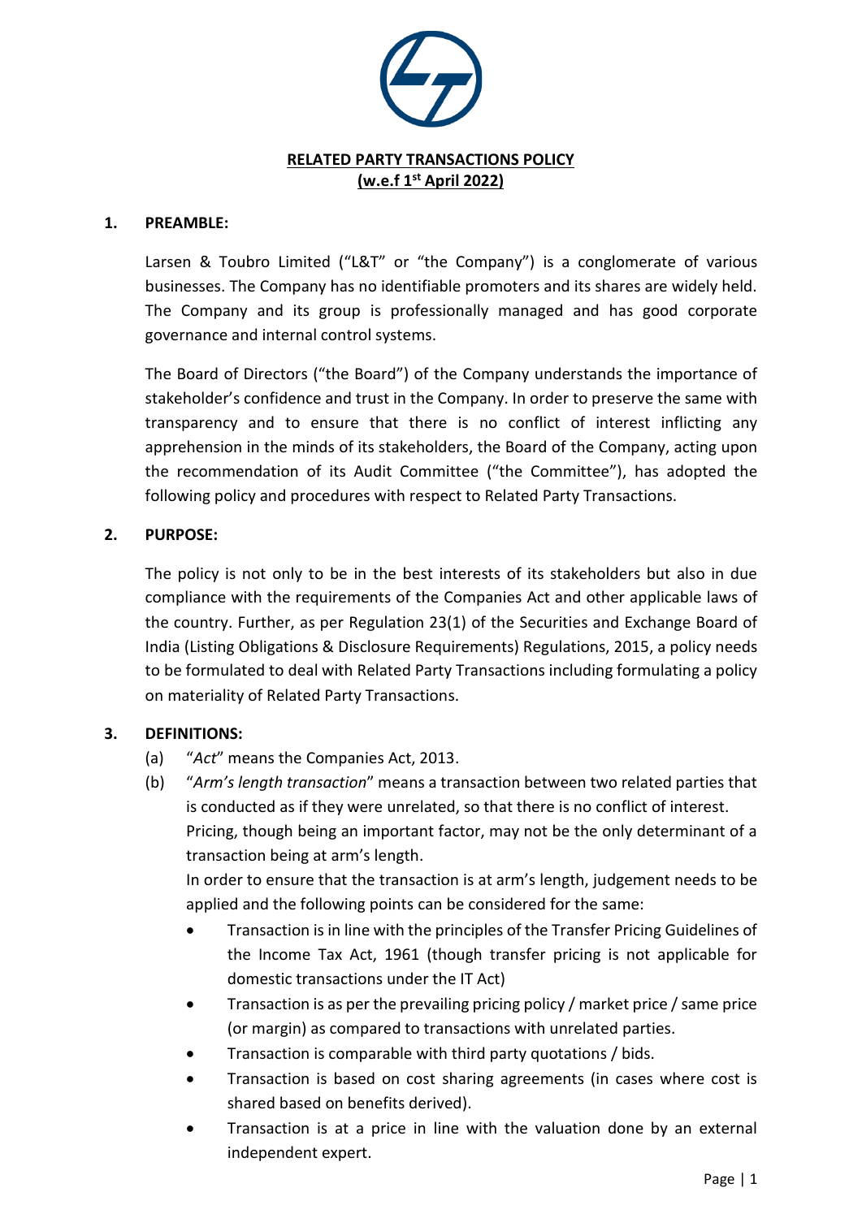# RELATED PARTY TRANSACTIONS POLICY
## (w.e.f 1st April 2022)

**1. PREAMBLE:**

Larsen & Toubro Limited ("L&T" or "the Company") is a conglomerate of various businesses. The Company has no identifiable promoters and its shares are widely held. The Company and its group is professionally managed and has good corporate governance and internal control systems.

The Board of Directors ("the Board") of the Company understands the importance of stakeholder's confidence and trust in the Company. In order to preserve the same with transparency and to ensure that there is no conflict of interest inflicting any apprehension in the minds of its stakeholders, the Board of the Company, acting upon the recommendation of its Audit Committee ("the Committee"), has adopted the following policy and procedures with respect to Related Party Transactions.

**2. PURPOSE:**

The policy is not only to be in the best interests of its stakeholders but also in due compliance with the requirements of the Companies Act and other applicable laws of the country. Further, as per Regulation 23(1) of the Securities and Exchange Board of India (Listing Obligations & Disclosure Requirements) Regulations, 2015, a policy needs to be formulated to deal with Related Party Transactions including formulating a policy on materiality of Related Party Transactions.

**3. DEFINITIONS:**

(a) "*Act*" means the Companies Act, 2013.

(b) "*Arm's length transaction*" means a transaction between two related parties that is conducted as if they were unrelated, so that there is no conflict of interest. Pricing, though being an important factor, may not be the only determinant of a transaction being at arm's length.

In order to ensure that the transaction is at arm's length, judgement needs to be applied and the following points can be considered for the same:

- Transaction is in line with the principles of the Transfer Pricing Guidelines of the Income Tax Act, 1961 (though transfer pricing is not applicable for domestic transactions under the IT Act)
- Transaction is as per the prevailing pricing policy / market price / same price (or margin) as compared to transactions with unrelated parties.
- Transaction is comparable with third party quotations / bids.
- Transaction is based on cost sharing agreements (in cases where cost is shared based on benefits derived).
- Transaction is at a price in line with the valuation done by an external independent expert.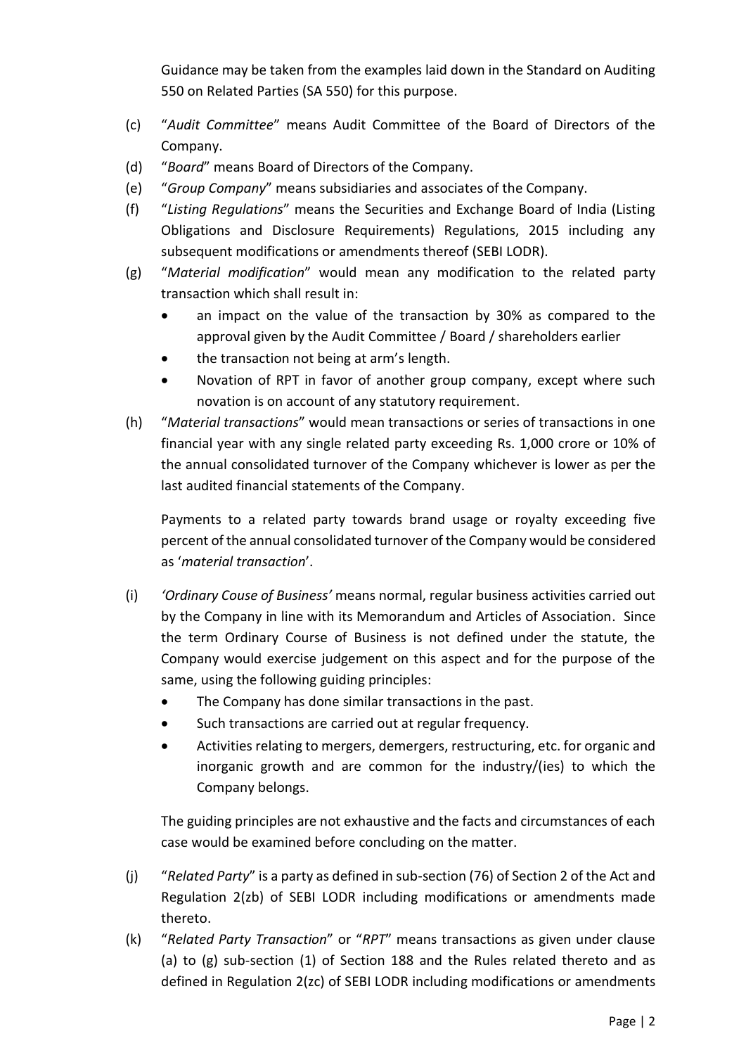Guidance may be taken from the examples laid down in the Standard on Auditing 550 on Related Parties (SA 550) for this purpose.

(c) "*Audit Committee*" means Audit Committee of the Board of Directors of the Company.

(d) "*Board*" means Board of Directors of the Company.

(e) "*Group Company*" means subsidiaries and associates of the Company.

(f) "*Listing Regulations*" means the Securities and Exchange Board of India (Listing Obligations and Disclosure Requirements) Regulations, 2015 including any subsequent modifications or amendments thereof (SEBI LODR).

(g) "*Material modification*" would mean any modification to the related party transaction which shall result in:

- an impact on the value of the transaction by 30% as compared to the approval given by the Audit Committee / Board / shareholders earlier
- the transaction not being at arm's length.
- Novation of RPT in favor of another group company, except where such novation is on account of any statutory requirement.

(h) "*Material transactions*" would mean transactions or series of transactions in one financial year with any single related party exceeding Rs. 1,000 crore or 10% of the annual consolidated turnover of the Company whichever is lower as per the last audited financial statements of the Company.

Payments to a related party towards brand usage or royalty exceeding five percent of the annual consolidated turnover of the Company would be considered as '*material transaction*'.

(i) *'Ordinary Couse of Business'* means normal, regular business activities carried out by the Company in line with its Memorandum and Articles of Association. Since the term Ordinary Course of Business is not defined under the statute, the Company would exercise judgement on this aspect and for the purpose of the same, using the following guiding principles:

- The Company has done similar transactions in the past.
- Such transactions are carried out at regular frequency.
- Activities relating to mergers, demergers, restructuring, etc. for organic and inorganic growth and are common for the industry/(ies) to which the Company belongs.

The guiding principles are not exhaustive and the facts and circumstances of each case would be examined before concluding on the matter.

(j) "*Related Party*" is a party as defined in sub-section (76) of Section 2 of the Act and Regulation 2(zb) of SEBI LODR including modifications or amendments made thereto.

(k) "*Related Party Transaction*" or "*RPT*" means transactions as given under clause (a) to (g) sub-section (1) of Section 188 and the Rules related thereto and as defined in Regulation 2(zc) of SEBI LODR including modifications or amendments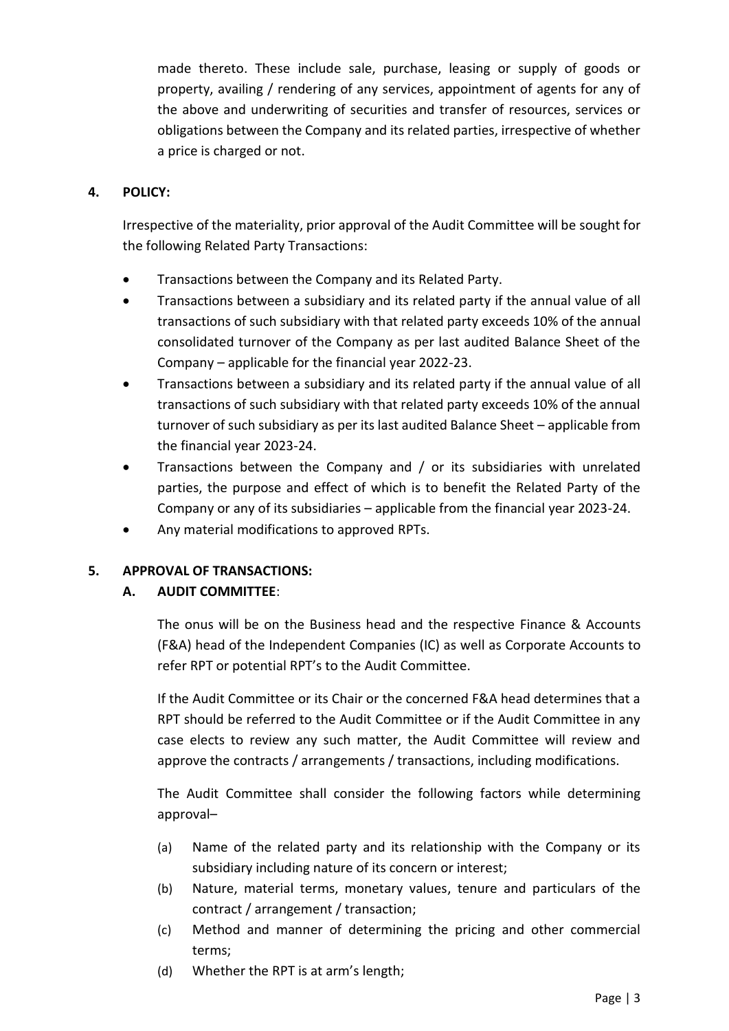made thereto. These include sale, purchase, leasing or supply of goods or property, availing / rendering of any services, appointment of agents for any of the above and underwriting of securities and transfer of resources, services or obligations between the Company and its related parties, irrespective of whether a price is charged or not.

## 4. POLICY:

Irrespective of the materiality, prior approval of the Audit Committee will be sought for the following Related Party Transactions:

- Transactions between the Company and its Related Party.
- Transactions between a subsidiary and its related party if the annual value of all transactions of such subsidiary with that related party exceeds 10% of the annual consolidated turnover of the Company as per last audited Balance Sheet of the Company – applicable for the financial year 2022-23.
- Transactions between a subsidiary and its related party if the annual value of all transactions of such subsidiary with that related party exceeds 10% of the annual turnover of such subsidiary as per its last audited Balance Sheet – applicable from the financial year 2023-24.
- Transactions between the Company and / or its subsidiaries with unrelated parties, the purpose and effect of which is to benefit the Related Party of the Company or any of its subsidiaries – applicable from the financial year 2023-24.
- Any material modifications to approved RPTs.

## 5. APPROVAL OF TRANSACTIONS:

### A. AUDIT COMMITTEE:

The onus will be on the Business head and the respective Finance & Accounts (F&A) head of the Independent Companies (IC) as well as Corporate Accounts to refer RPT or potential RPT's to the Audit Committee.

If the Audit Committee or its Chair or the concerned F&A head determines that a RPT should be referred to the Audit Committee or if the Audit Committee in any case elects to review any such matter, the Audit Committee will review and approve the contracts / arrangements / transactions, including modifications.

The Audit Committee shall consider the following factors while determining approval–

(a) Name of the related party and its relationship with the Company or its subsidiary including nature of its concern or interest;

(b) Nature, material terms, monetary values, tenure and particulars of the contract / arrangement / transaction;

(c) Method and manner of determining the pricing and other commercial terms;

(d) Whether the RPT is at arm's length;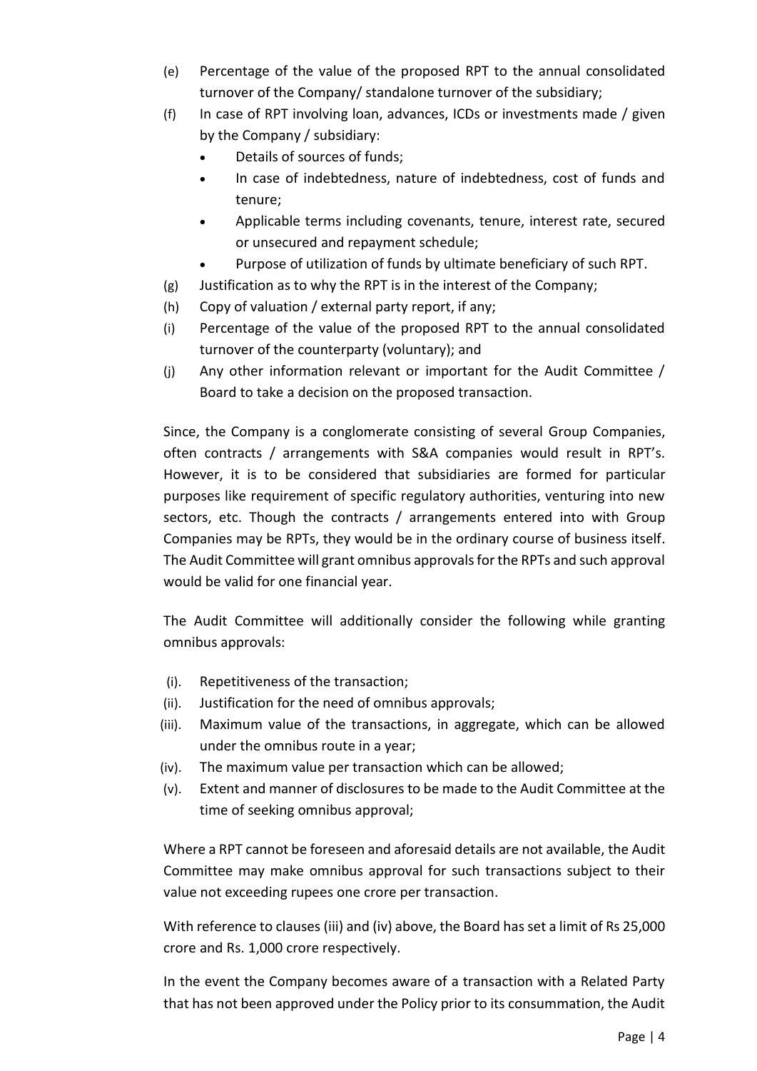(e) Percentage of the value of the proposed RPT to the annual consolidated turnover of the Company/ standalone turnover of the subsidiary;

(f) In case of RPT involving loan, advances, ICDs or investments made / given by the Company / subsidiary:
   - Details of sources of funds;
   - In case of indebtedness, nature of indebtedness, cost of funds and tenure;
   - Applicable terms including covenants, tenure, interest rate, secured or unsecured and repayment schedule;
   - Purpose of utilization of funds by ultimate beneficiary of such RPT.

(g) Justification as to why the RPT is in the interest of the Company;

(h) Copy of valuation / external party report, if any;

(i) Percentage of the value of the proposed RPT to the annual consolidated turnover of the counterparty (voluntary); and

(j) Any other information relevant or important for the Audit Committee / Board to take a decision on the proposed transaction.

Since, the Company is a conglomerate consisting of several Group Companies, often contracts / arrangements with S&A companies would result in RPT's. However, it is to be considered that subsidiaries are formed for particular purposes like requirement of specific regulatory authorities, venturing into new sectors, etc. Though the contracts / arrangements entered into with Group Companies may be RPTs, they would be in the ordinary course of business itself. The Audit Committee will grant omnibus approvals for the RPTs and such approval would be valid for one financial year.

The Audit Committee will additionally consider the following while granting omnibus approvals:

(i). Repetitiveness of the transaction;

(ii). Justification for the need of omnibus approvals;

(iii). Maximum value of the transactions, in aggregate, which can be allowed under the omnibus route in a year;

(iv). The maximum value per transaction which can be allowed;

(v). Extent and manner of disclosures to be made to the Audit Committee at the time of seeking omnibus approval;

Where a RPT cannot be foreseen and aforesaid details are not available, the Audit Committee may make omnibus approval for such transactions subject to their value not exceeding rupees one crore per transaction.

With reference to clauses (iii) and (iv) above, the Board has set a limit of Rs 25,000 crore and Rs. 1,000 crore respectively.

In the event the Company becomes aware of a transaction with a Related Party that has not been approved under the Policy prior to its consummation, the Audit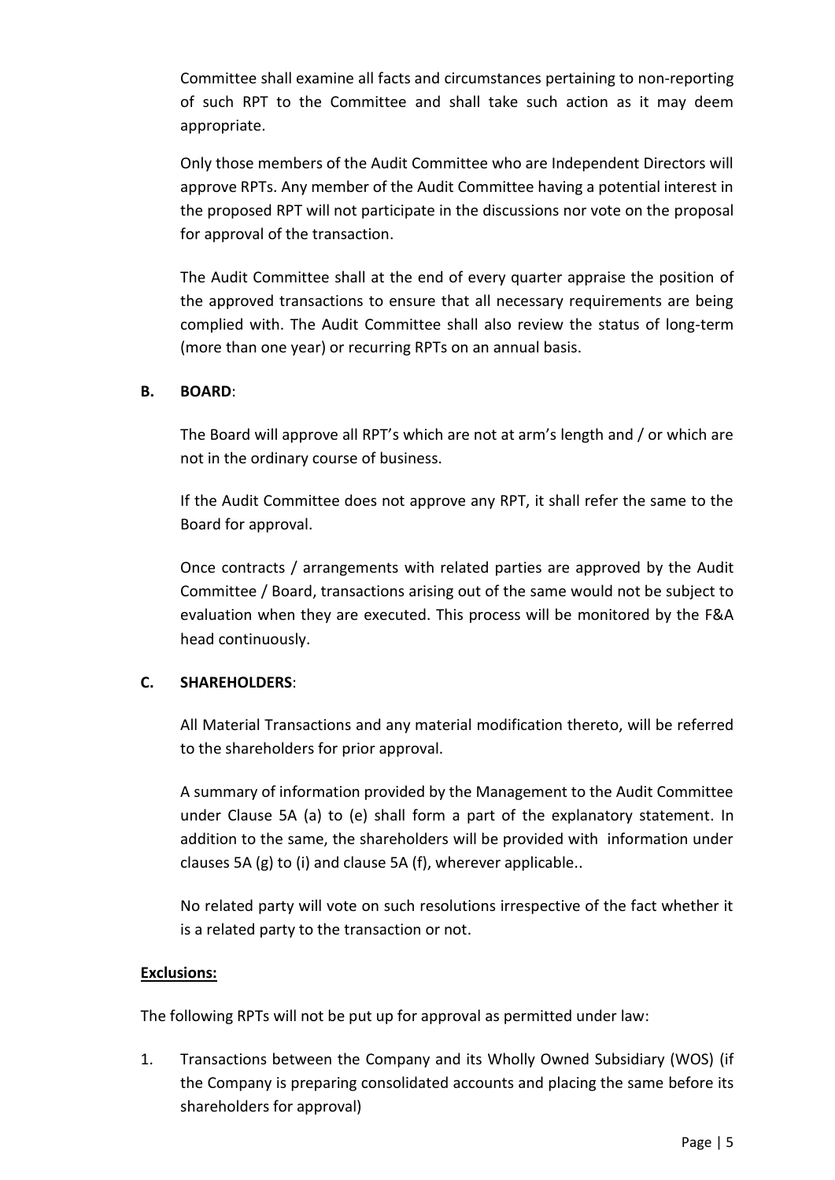Committee shall examine all facts and circumstances pertaining to non-reporting of such RPT to the Committee and shall take such action as it may deem appropriate.

Only those members of the Audit Committee who are Independent Directors will approve RPTs. Any member of the Audit Committee having a potential interest in the proposed RPT will not participate in the discussions nor vote on the proposal for approval of the transaction.

The Audit Committee shall at the end of every quarter appraise the position of the approved transactions to ensure that all necessary requirements are being complied with. The Audit Committee shall also review the status of long-term (more than one year) or recurring RPTs on an annual basis.

**B. BOARD**:

The Board will approve all RPT's which are not at arm's length and / or which are not in the ordinary course of business.

If the Audit Committee does not approve any RPT, it shall refer the same to the Board for approval.

Once contracts / arrangements with related parties are approved by the Audit Committee / Board, transactions arising out of the same would not be subject to evaluation when they are executed. This process will be monitored by the F&A head continuously.

**C. SHAREHOLDERS**:

All Material Transactions and any material modification thereto, will be referred to the shareholders for prior approval.

A summary of information provided by the Management to the Audit Committee under Clause 5A (a) to (e) shall form a part of the explanatory statement. In addition to the same, the shareholders will be provided with information under clauses 5A (g) to (i) and clause 5A (f), wherever applicable..

No related party will vote on such resolutions irrespective of the fact whether it is a related party to the transaction or not.

**Exclusions:**

The following RPTs will not be put up for approval as permitted under law:

1. Transactions between the Company and its Wholly Owned Subsidiary (WOS) (if the Company is preparing consolidated accounts and placing the same before its shareholders for approval)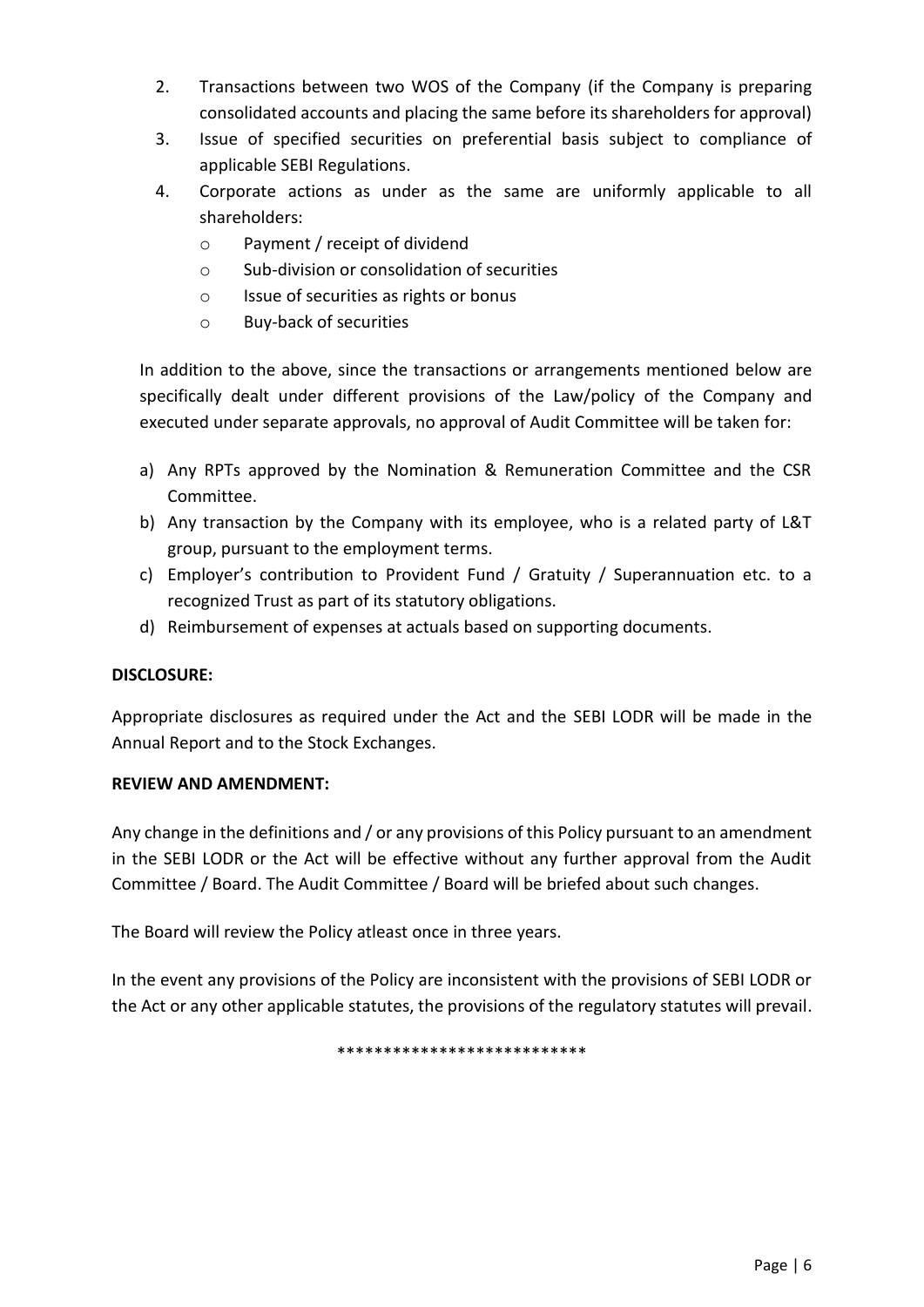2. Transactions between two WOS of the Company (if the Company is preparing consolidated accounts and placing the same before its shareholders for approval)
3. Issue of specified securities on preferential basis subject to compliance of applicable SEBI Regulations.
4. Corporate actions as under as the same are uniformly applicable to all shareholders:
   - Payment / receipt of dividend
   - Sub-division or consolidation of securities
   - Issue of securities as rights or bonus
   - Buy-back of securities

In addition to the above, since the transactions or arrangements mentioned below are specifically dealt under different provisions of the Law/policy of the Company and executed under separate approvals, no approval of Audit Committee will be taken for:

a) Any RPTs approved by the Nomination & Remuneration Committee and the CSR Committee.
b) Any transaction by the Company with its employee, who is a related party of L&T group, pursuant to the employment terms.
c) Employer's contribution to Provident Fund / Gratuity / Superannuation etc. to a recognized Trust as part of its statutory obligations.
d) Reimbursement of expenses at actuals based on supporting documents.

**DISCLOSURE:**

Appropriate disclosures as required under the Act and the SEBI LODR will be made in the Annual Report and to the Stock Exchanges.

**REVIEW AND AMENDMENT:**

Any change in the definitions and / or any provisions of this Policy pursuant to an amendment in the SEBI LODR or the Act will be effective without any further approval from the Audit Committee / Board. The Audit Committee / Board will be briefed about such changes.

The Board will review the Policy atleast once in three years.

In the event any provisions of the Policy are inconsistent with the provisions of SEBI LODR or the Act or any other applicable statutes, the provisions of the regulatory statutes will prevail.

***************************